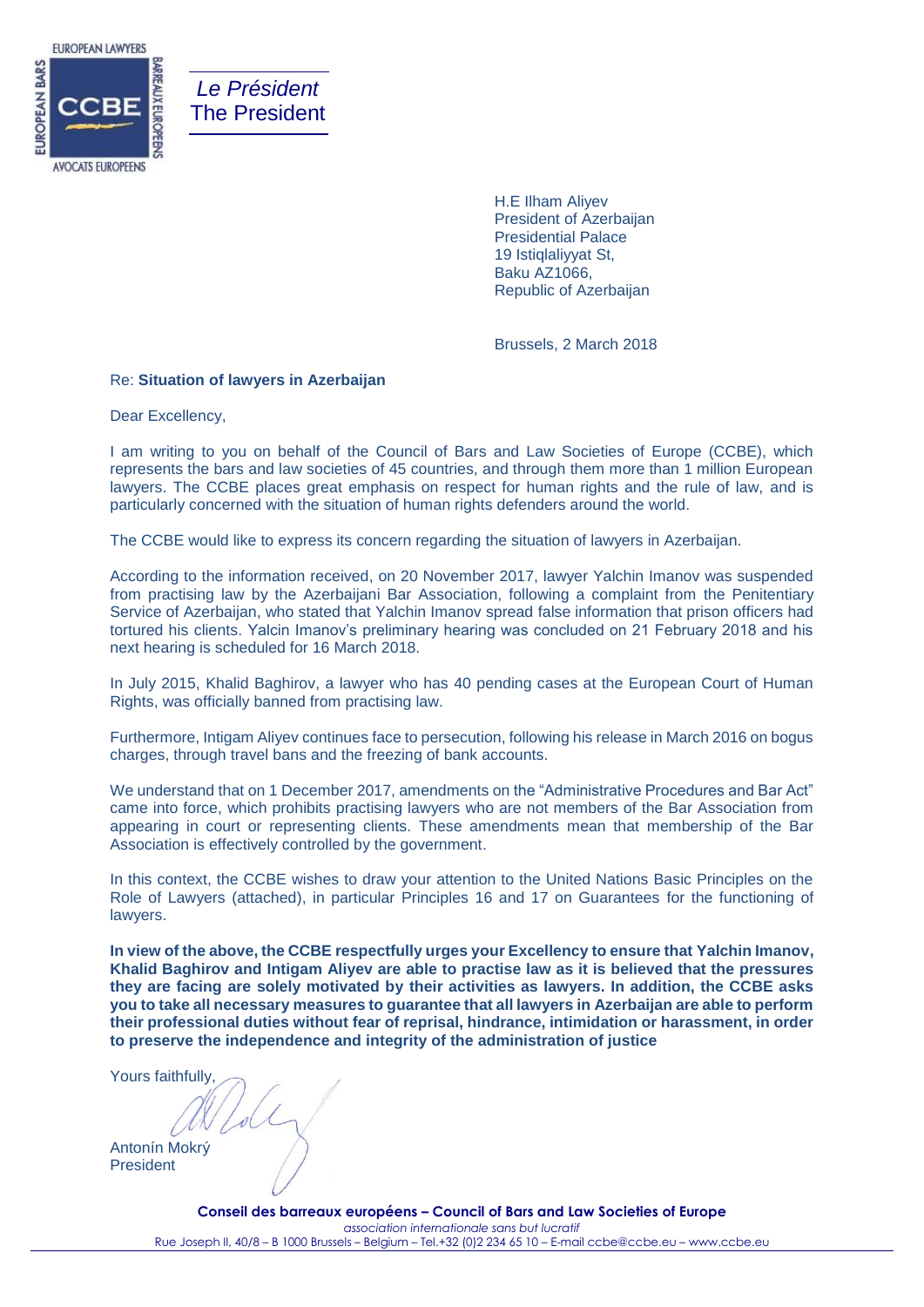*Le Président*
The President

H.E Ilham Aliyev
President of Azerbaijan
Presidential Palace
19 Istiqlaliyyat St,
Baku AZ1066,
Republic of Azerbaijan

Brussels, 2 March 2018

Re: **Situation of lawyers in Azerbaijan**

Dear Excellency,

I am writing to you on behalf of the Council of Bars and Law Societies of Europe (CCBE), which represents the bars and law societies of 45 countries, and through them more than 1 million European lawyers. The CCBE places great emphasis on respect for human rights and the rule of law, and is particularly concerned with the situation of human rights defenders around the world.

The CCBE would like to express its concern regarding the situation of lawyers in Azerbaijan.

According to the information received, on 20 November 2017, lawyer Yalchin Imanov was suspended from practising law by the Azerbaijani Bar Association, following a complaint from the Penitentiary Service of Azerbaijan, who stated that Yalchin Imanov spread false information that prison officers had tortured his clients. Yalcin Imanov's preliminary hearing was concluded on 21 February 2018 and his next hearing is scheduled for 16 March 2018.

In July 2015, Khalid Baghirov, a lawyer who has 40 pending cases at the European Court of Human Rights, was officially banned from practising law.

Furthermore, Intigam Aliyev continues face to persecution, following his release in March 2016 on bogus charges, through travel bans and the freezing of bank accounts.

We understand that on 1 December 2017, amendments on the "Administrative Procedures and Bar Act" came into force, which prohibits practising lawyers who are not members of the Bar Association from appearing in court or representing clients. These amendments mean that membership of the Bar Association is effectively controlled by the government.

In this context, the CCBE wishes to draw your attention to the United Nations Basic Principles on the Role of Lawyers (attached), in particular Principles 16 and 17 on Guarantees for the functioning of lawyers.

**In view of the above, the CCBE respectfully urges your Excellency to ensure that Yalchin Imanov, Khalid Baghirov and Intigam Aliyev are able to practise law as it is believed that the pressures they are facing are solely motivated by their activities as lawyers. In addition, the CCBE asks you to take all necessary measures to guarantee that all lawyers in Azerbaijan are able to perform their professional duties without fear of reprisal, hindrance, intimidation or harassment, in order to preserve the independence and integrity of the administration of justice**

Yours faithfully,

Antonín Mokrý
President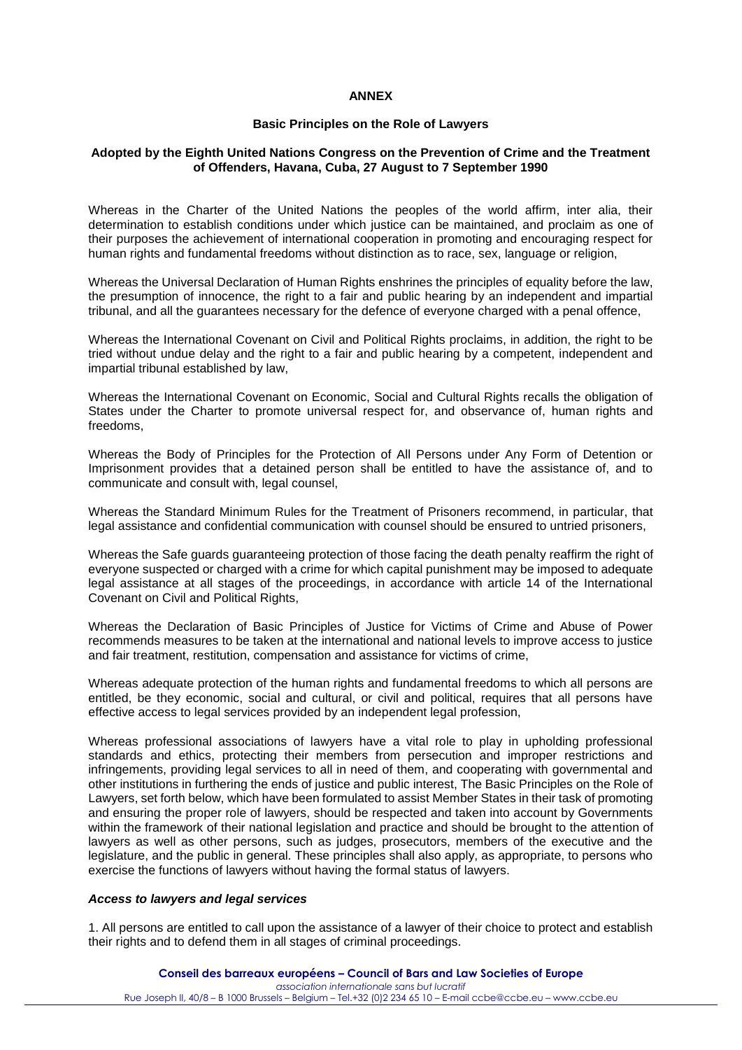**ANNEX**

**Basic Principles on the Role of Lawyers**

**Adopted by the Eighth United Nations Congress on the Prevention of Crime and the Treatment of Offenders, Havana, Cuba, 27 August to 7 September 1990**

Whereas in the Charter of the United Nations the peoples of the world affirm, inter alia, their determination to establish conditions under which justice can be maintained, and proclaim as one of their purposes the achievement of international cooperation in promoting and encouraging respect for human rights and fundamental freedoms without distinction as to race, sex, language or religion,

Whereas the Universal Declaration of Human Rights enshrines the principles of equality before the law, the presumption of innocence, the right to a fair and public hearing by an independent and impartial tribunal, and all the guarantees necessary for the defence of everyone charged with a penal offence,

Whereas the International Covenant on Civil and Political Rights proclaims, in addition, the right to be tried without undue delay and the right to a fair and public hearing by a competent, independent and impartial tribunal established by law,

Whereas the International Covenant on Economic, Social and Cultural Rights recalls the obligation of States under the Charter to promote universal respect for, and observance of, human rights and freedoms,

Whereas the Body of Principles for the Protection of All Persons under Any Form of Detention or Imprisonment provides that a detained person shall be entitled to have the assistance of, and to communicate and consult with, legal counsel,

Whereas the Standard Minimum Rules for the Treatment of Prisoners recommend, in particular, that legal assistance and confidential communication with counsel should be ensured to untried prisoners,

Whereas the Safe guards guaranteeing protection of those facing the death penalty reaffirm the right of everyone suspected or charged with a crime for which capital punishment may be imposed to adequate legal assistance at all stages of the proceedings, in accordance with article 14 of the International Covenant on Civil and Political Rights,

Whereas the Declaration of Basic Principles of Justice for Victims of Crime and Abuse of Power recommends measures to be taken at the international and national levels to improve access to justice and fair treatment, restitution, compensation and assistance for victims of crime,

Whereas adequate protection of the human rights and fundamental freedoms to which all persons are entitled, be they economic, social and cultural, or civil and political, requires that all persons have effective access to legal services provided by an independent legal profession,

Whereas professional associations of lawyers have a vital role to play in upholding professional standards and ethics, protecting their members from persecution and improper restrictions and infringements, providing legal services to all in need of them, and cooperating with governmental and other institutions in furthering the ends of justice and public interest, The Basic Principles on the Role of Lawyers, set forth below, which have been formulated to assist Member States in their task of promoting and ensuring the proper role of lawyers, should be respected and taken into account by Governments within the framework of their national legislation and practice and should be brought to the attention of lawyers as well as other persons, such as judges, prosecutors, members of the executive and the legislature, and the public in general. These principles shall also apply, as appropriate, to persons who exercise the functions of lawyers without having the formal status of lawyers.

***Access to lawyers and legal services***

1. All persons are entitled to call upon the assistance of a lawyer of their choice to protect and establish their rights and to defend them in all stages of criminal proceedings.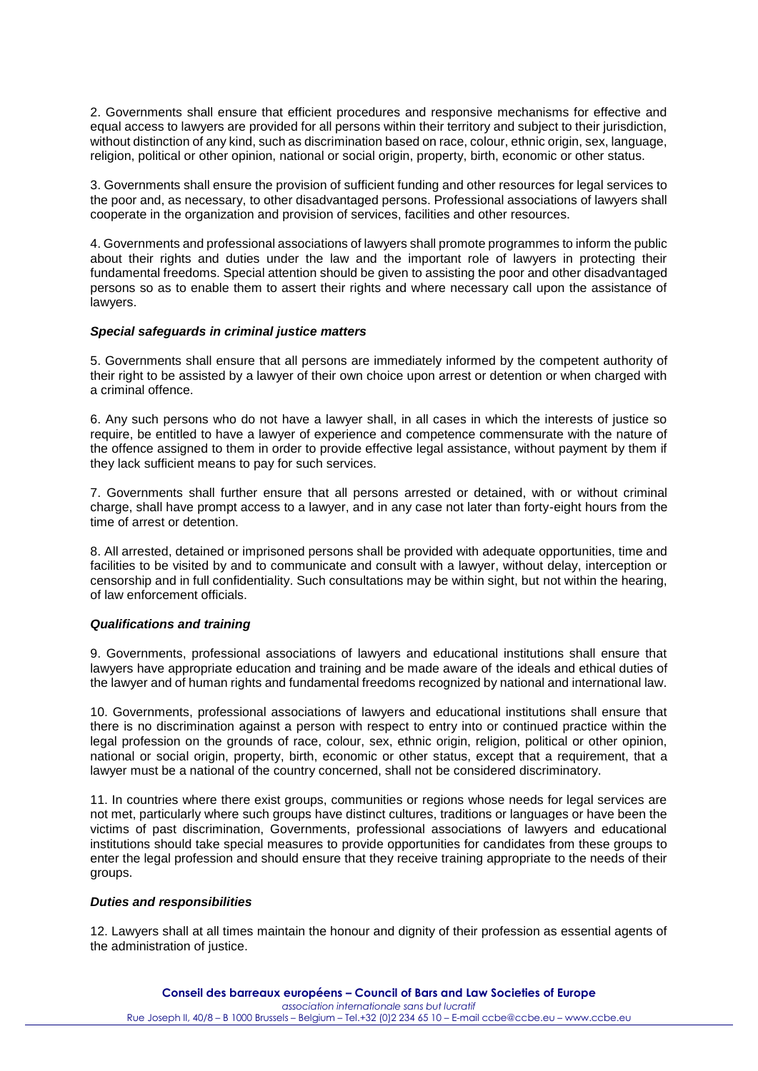2. Governments shall ensure that efficient procedures and responsive mechanisms for effective and equal access to lawyers are provided for all persons within their territory and subject to their jurisdiction, without distinction of any kind, such as discrimination based on race, colour, ethnic origin, sex, language, religion, political or other opinion, national or social origin, property, birth, economic or other status.

3. Governments shall ensure the provision of sufficient funding and other resources for legal services to the poor and, as necessary, to other disadvantaged persons. Professional associations of lawyers shall cooperate in the organization and provision of services, facilities and other resources.

4. Governments and professional associations of lawyers shall promote programmes to inform the public about their rights and duties under the law and the important role of lawyers in protecting their fundamental freedoms. Special attention should be given to assisting the poor and other disadvantaged persons so as to enable them to assert their rights and where necessary call upon the assistance of lawyers.

### *Special safeguards in criminal justice matters*

5. Governments shall ensure that all persons are immediately informed by the competent authority of their right to be assisted by a lawyer of their own choice upon arrest or detention or when charged with a criminal offence.

6. Any such persons who do not have a lawyer shall, in all cases in which the interests of justice so require, be entitled to have a lawyer of experience and competence commensurate with the nature of the offence assigned to them in order to provide effective legal assistance, without payment by them if they lack sufficient means to pay for such services.

7. Governments shall further ensure that all persons arrested or detained, with or without criminal charge, shall have prompt access to a lawyer, and in any case not later than forty-eight hours from the time of arrest or detention.

8. All arrested, detained or imprisoned persons shall be provided with adequate opportunities, time and facilities to be visited by and to communicate and consult with a lawyer, without delay, interception or censorship and in full confidentiality. Such consultations may be within sight, but not within the hearing, of law enforcement officials.

### *Qualifications and training*

9. Governments, professional associations of lawyers and educational institutions shall ensure that lawyers have appropriate education and training and be made aware of the ideals and ethical duties of the lawyer and of human rights and fundamental freedoms recognized by national and international law.

10. Governments, professional associations of lawyers and educational institutions shall ensure that there is no discrimination against a person with respect to entry into or continued practice within the legal profession on the grounds of race, colour, sex, ethnic origin, religion, political or other opinion, national or social origin, property, birth, economic or other status, except that a requirement, that a lawyer must be a national of the country concerned, shall not be considered discriminatory.

11. In countries where there exist groups, communities or regions whose needs for legal services are not met, particularly where such groups have distinct cultures, traditions or languages or have been the victims of past discrimination, Governments, professional associations of lawyers and educational institutions should take special measures to provide opportunities for candidates from these groups to enter the legal profession and should ensure that they receive training appropriate to the needs of their groups.

### *Duties and responsibilities*

12. Lawyers shall at all times maintain the honour and dignity of their profession as essential agents of the administration of justice.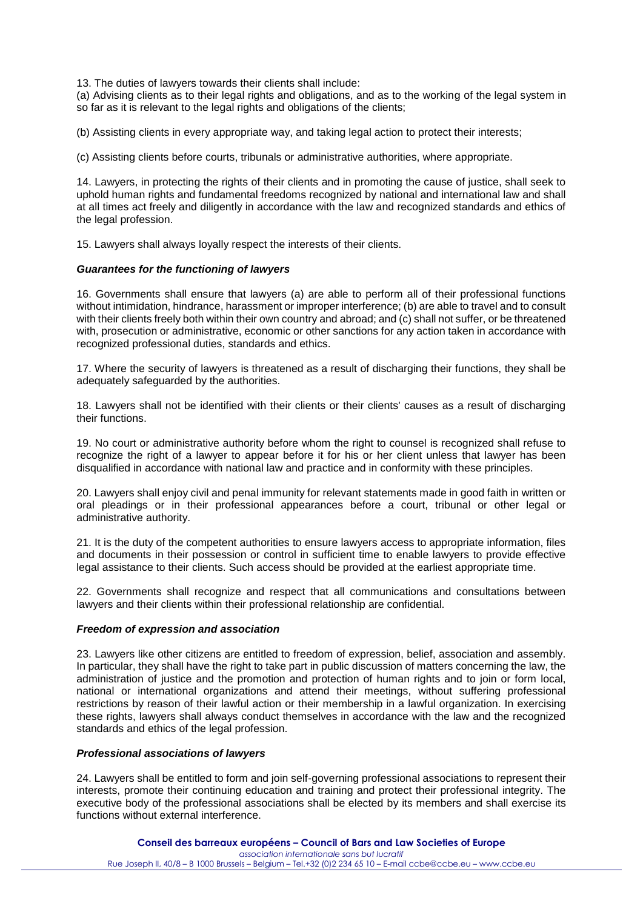13. The duties of lawyers towards their clients shall include:

(a) Advising clients as to their legal rights and obligations, and as to the working of the legal system in so far as it is relevant to the legal rights and obligations of the clients;

(b) Assisting clients in every appropriate way, and taking legal action to protect their interests;

(c) Assisting clients before courts, tribunals or administrative authorities, where appropriate.

14. Lawyers, in protecting the rights of their clients and in promoting the cause of justice, shall seek to uphold human rights and fundamental freedoms recognized by national and international law and shall at all times act freely and diligently in accordance with the law and recognized standards and ethics of the legal profession.

15. Lawyers shall always loyally respect the interests of their clients.

### *Guarantees for the functioning of lawyers*

16. Governments shall ensure that lawyers (a) are able to perform all of their professional functions without intimidation, hindrance, harassment or improper interference; (b) are able to travel and to consult with their clients freely both within their own country and abroad; and (c) shall not suffer, or be threatened with, prosecution or administrative, economic or other sanctions for any action taken in accordance with recognized professional duties, standards and ethics.

17. Where the security of lawyers is threatened as a result of discharging their functions, they shall be adequately safeguarded by the authorities.

18. Lawyers shall not be identified with their clients or their clients' causes as a result of discharging their functions.

19. No court or administrative authority before whom the right to counsel is recognized shall refuse to recognize the right of a lawyer to appear before it for his or her client unless that lawyer has been disqualified in accordance with national law and practice and in conformity with these principles.

20. Lawyers shall enjoy civil and penal immunity for relevant statements made in good faith in written or oral pleadings or in their professional appearances before a court, tribunal or other legal or administrative authority.

21. It is the duty of the competent authorities to ensure lawyers access to appropriate information, files and documents in their possession or control in sufficient time to enable lawyers to provide effective legal assistance to their clients. Such access should be provided at the earliest appropriate time.

22. Governments shall recognize and respect that all communications and consultations between lawyers and their clients within their professional relationship are confidential.

### *Freedom of expression and association*

23. Lawyers like other citizens are entitled to freedom of expression, belief, association and assembly. In particular, they shall have the right to take part in public discussion of matters concerning the law, the administration of justice and the promotion and protection of human rights and to join or form local, national or international organizations and attend their meetings, without suffering professional restrictions by reason of their lawful action or their membership in a lawful organization. In exercising these rights, lawyers shall always conduct themselves in accordance with the law and the recognized standards and ethics of the legal profession.

### *Professional associations of lawyers*

24. Lawyers shall be entitled to form and join self-governing professional associations to represent their interests, promote their continuing education and training and protect their professional integrity. The executive body of the professional associations shall be elected by its members and shall exercise its functions without external interference.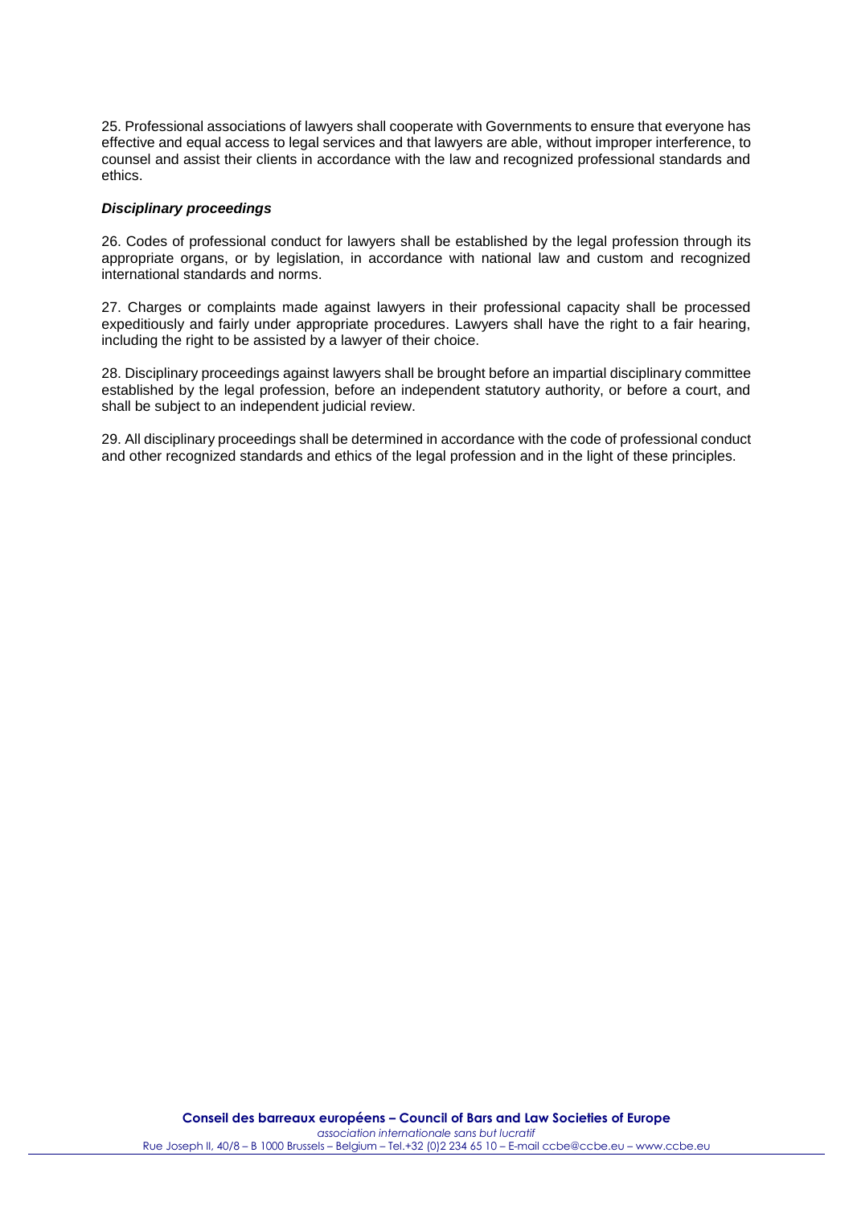25. Professional associations of lawyers shall cooperate with Governments to ensure that everyone has effective and equal access to legal services and that lawyers are able, without improper interference, to counsel and assist their clients in accordance with the law and recognized professional standards and ethics.

***Disciplinary proceedings***

26. Codes of professional conduct for lawyers shall be established by the legal profession through its appropriate organs, or by legislation, in accordance with national law and custom and recognized international standards and norms.

27. Charges or complaints made against lawyers in their professional capacity shall be processed expeditiously and fairly under appropriate procedures. Lawyers shall have the right to a fair hearing, including the right to be assisted by a lawyer of their choice.

28. Disciplinary proceedings against lawyers shall be brought before an impartial disciplinary committee established by the legal profession, before an independent statutory authority, or before a court, and shall be subject to an independent judicial review.

29. All disciplinary proceedings shall be determined in accordance with the code of professional conduct and other recognized standards and ethics of the legal profession and in the light of these principles.